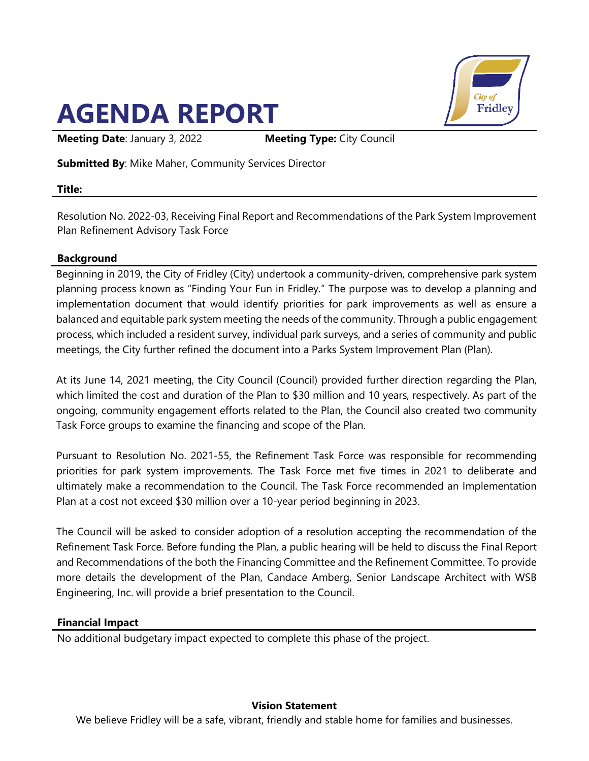# AGENDA REPORT

**Meeting Date**: January 3, 2022 **Meeting Type:** City Council

**Submitted By**: Mike Maher, Community Services Director

**Title:**

Resolution No. 2022-03, Receiving Final Report and Recommendations of the Park System Improvement Plan Refinement Advisory Task Force

**Background**

Beginning in 2019, the City of Fridley (City) undertook a community-driven, comprehensive park system planning process known as "Finding Your Fun in Fridley." The purpose was to develop a planning and implementation document that would identify priorities for park improvements as well as ensure a balanced and equitable park system meeting the needs of the community. Through a public engagement process, which included a resident survey, individual park surveys, and a series of community and public meetings, the City further refined the document into a Parks System Improvement Plan (Plan).

At its June 14, 2021 meeting, the City Council (Council) provided further direction regarding the Plan, which limited the cost and duration of the Plan to $30 million and 10 years, respectively. As part of the ongoing, community engagement efforts related to the Plan, the Council also created two community Task Force groups to examine the financing and scope of the Plan.

Pursuant to Resolution No. 2021-55, the Refinement Task Force was responsible for recommending priorities for park system improvements. The Task Force met five times in 2021 to deliberate and ultimately make a recommendation to the Council. The Task Force recommended an Implementation Plan at a cost not exceed $30 million over a 10-year period beginning in 2023.

The Council will be asked to consider adoption of a resolution accepting the recommendation of the Refinement Task Force. Before funding the Plan, a public hearing will be held to discuss the Final Report and Recommendations of the both the Financing Committee and the Refinement Committee. To provide more details the development of the Plan, Candace Amberg, Senior Landscape Architect with WSB Engineering, Inc. will provide a brief presentation to the Council.

**Financial Impact**

No additional budgetary impact expected to complete this phase of the project.

**Vision Statement**

We believe Fridley will be a safe, vibrant, friendly and stable home for families and businesses.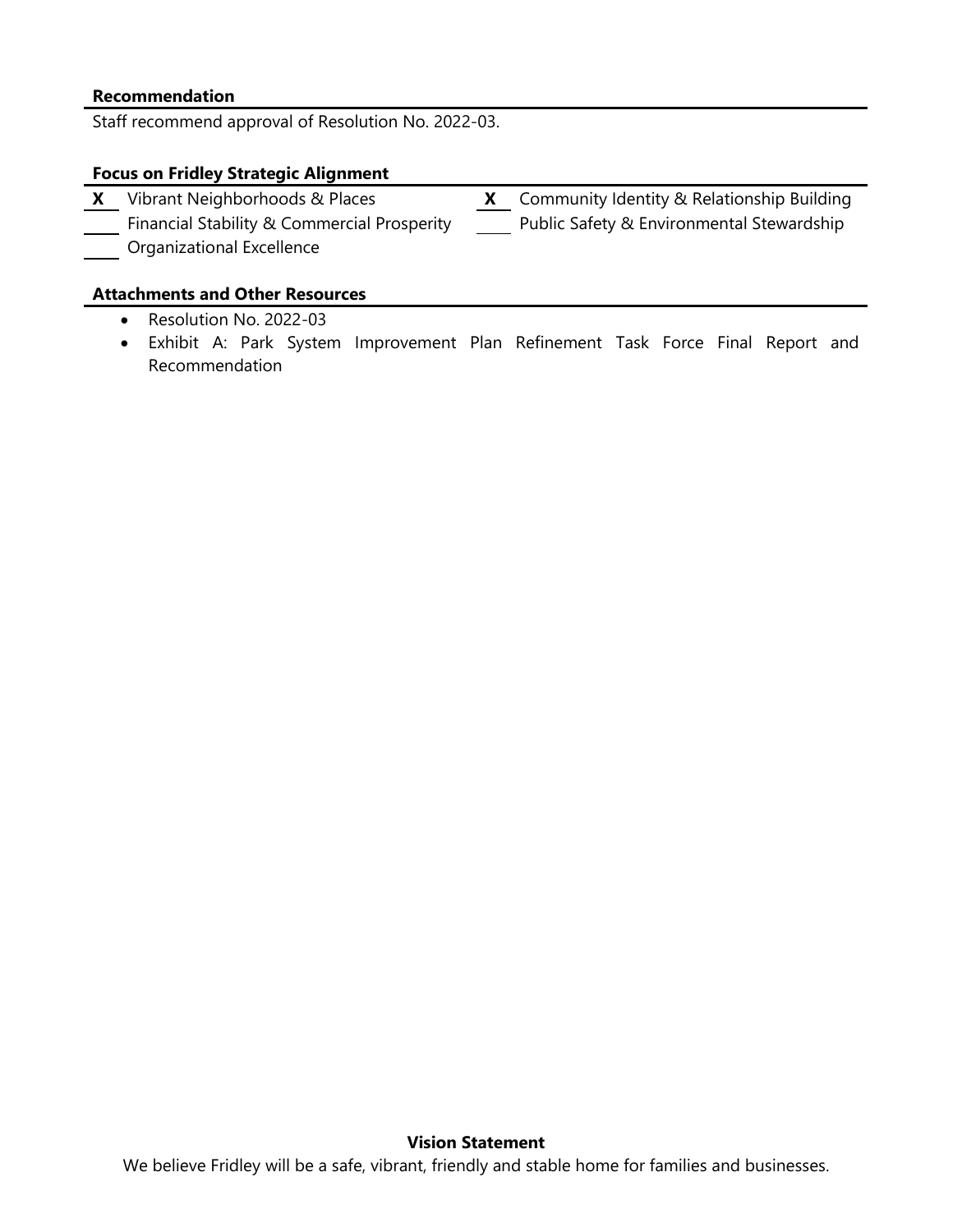**Recommendation**

Staff recommend approval of Resolution No. 2022-03.

**Focus on Fridley Strategic Alignment**

**X** Vibrant Neighborhoods & Places

**X** Community Identity & Relationship Building

\_\_\_\_ Financial Stability & Commercial Prosperity

\_\_\_\_ Public Safety & Environmental Stewardship

\_\_\_\_ Organizational Excellence

**Attachments and Other Resources**

- Resolution No. 2022-03
- Exhibit A: Park System Improvement Plan Refinement Task Force Final Report and Recommendation

**Vision Statement**

We believe Fridley will be a safe, vibrant, friendly and stable home for families and businesses.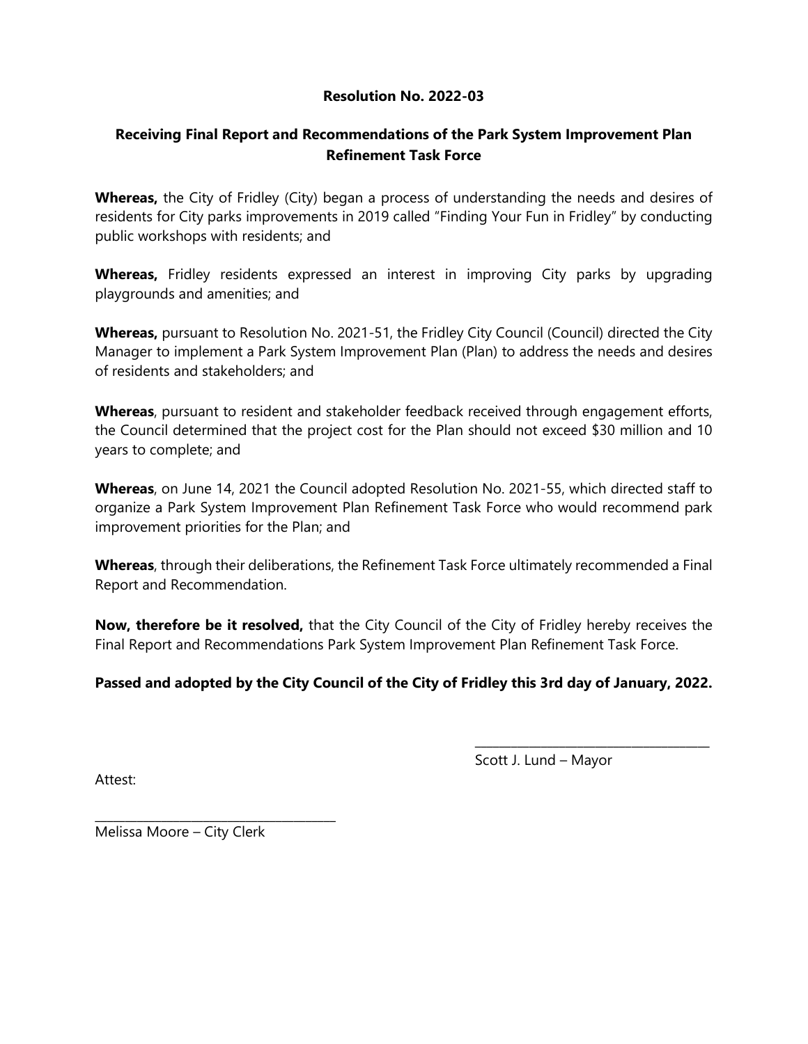**Resolution No. 2022-03**

**Receiving Final Report and Recommendations of the Park System Improvement Plan Refinement Task Force**

**Whereas,** the City of Fridley (City) began a process of understanding the needs and desires of residents for City parks improvements in 2019 called "Finding Your Fun in Fridley" by conducting public workshops with residents; and

**Whereas,** Fridley residents expressed an interest in improving City parks by upgrading playgrounds and amenities; and

**Whereas,** pursuant to Resolution No. 2021-51, the Fridley City Council (Council) directed the City Manager to implement a Park System Improvement Plan (Plan) to address the needs and desires of residents and stakeholders; and

**Whereas**, pursuant to resident and stakeholder feedback received through engagement efforts, the Council determined that the project cost for the Plan should not exceed $30 million and 10 years to complete; and

**Whereas**, on June 14, 2021 the Council adopted Resolution No. 2021-55, which directed staff to organize a Park System Improvement Plan Refinement Task Force who would recommend park improvement priorities for the Plan; and

**Whereas**, through their deliberations, the Refinement Task Force ultimately recommended a Final Report and Recommendation.

**Now, therefore be it resolved,** that the City Council of the City of Fridley hereby receives the Final Report and Recommendations Park System Improvement Plan Refinement Task Force.

**Passed and adopted by the City Council of the City of Fridley this 3rd day of January, 2022.**

\_\_\_\_\_\_\_\_\_\_\_\_\_\_\_\_\_\_\_\_\_\_\_\_\_\_\_\_\_\_\_\_\_\_\_\_

Scott J. Lund – Mayor

Attest:

\_\_\_\_\_\_\_\_\_\_\_\_\_\_\_\_\_\_\_\_\_\_\_\_\_\_\_\_\_\_\_\_\_\_\_\_

Melissa Moore – City Clerk